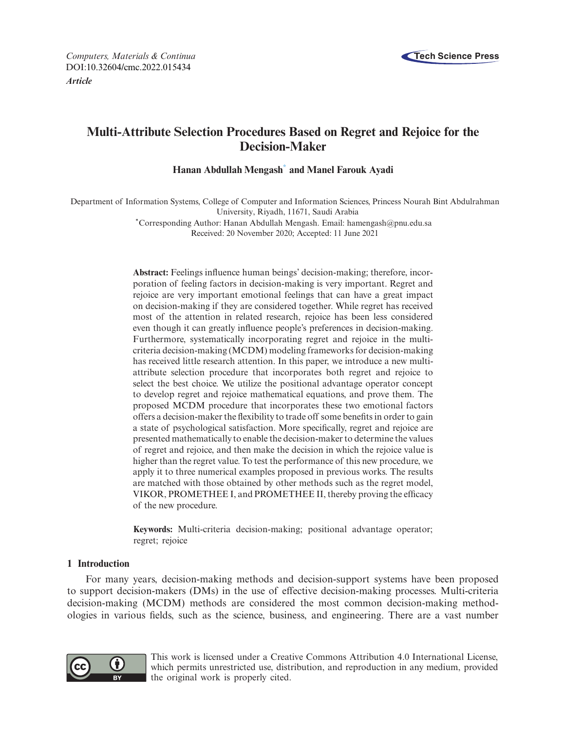*Computers, Materials & Continua*
DOI:10.32604/cmc.2022.015434
***Article***

# Multi-Attribute Selection Procedures Based on Regret and Rejoice for the Decision-Maker

**Hanan Abdullah Mengash[*] and Manel Farouk Ayadi**

Department of Information Systems, College of Computer and Information Sciences, Princess Nourah Bint Abdulrahman University, Riyadh, 11671, Saudi Arabia

[*]Corresponding Author: Hanan Abdullah Mengash. Email: hamengash@pnu.edu.sa

Received: 20 November 2020; Accepted: 11 June 2021

**Abstract:** Feelings influence human beings' decision-making; therefore, incorporation of feeling factors in decision-making is very important. Regret and rejoice are very important emotional feelings that can have a great impact on decision-making if they are considered together. While regret has received most of the attention in related research, rejoice has been less considered even though it can greatly influence people's preferences in decision-making. Furthermore, systematically incorporating regret and rejoice in the multi-criteria decision-making (MCDM) modeling frameworks for decision-making has received little research attention. In this paper, we introduce a new multi-attribute selection procedure that incorporates both regret and rejoice to select the best choice. We utilize the positional advantage operator concept to develop regret and rejoice mathematical equations, and prove them. The proposed MCDM procedure that incorporates these two emotional factors offers a decision-maker the flexibility to trade off some benefits in order to gain a state of psychological satisfaction. More specifically, regret and rejoice are presented mathematically to enable the decision-maker to determine the values of regret and rejoice, and then make the decision in which the rejoice value is higher than the regret value. To test the performance of this new procedure, we apply it to three numerical examples proposed in previous works. The results are matched with those obtained by other methods such as the regret model, VIKOR, PROMETHEE I, and PROMETHEE II, thereby proving the efficacy of the new procedure.

**Keywords:** Multi-criteria decision-making; positional advantage operator; regret; rejoice

## 1 Introduction

For many years, decision-making methods and decision-support systems have been proposed to support decision-makers (DMs) in the use of effective decision-making processes. Multi-criteria decision-making (MCDM) methods are considered the most common decision-making methodologies in various fields, such as the science, business, and engineering. There are a vast number

This work is licensed under a Creative Commons Attribution 4.0 International License, which permits unrestricted use, distribution, and reproduction in any medium, provided the original work is properly cited.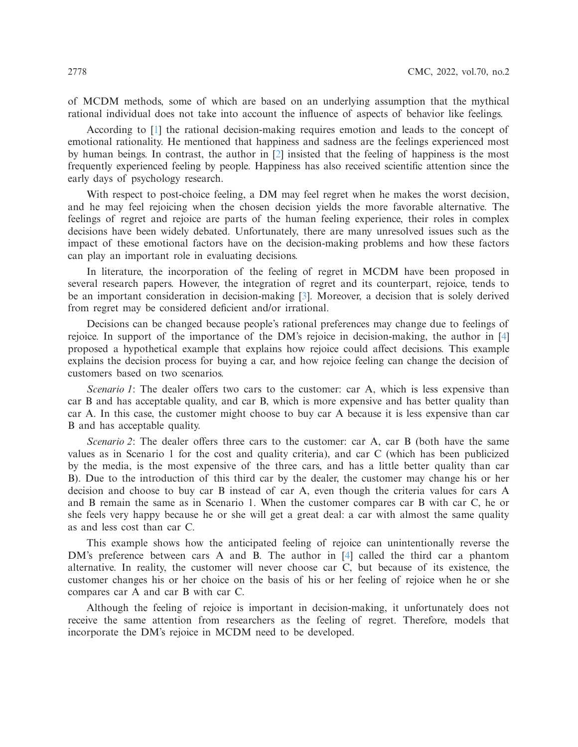of MCDM methods, some of which are based on an underlying assumption that the mythical rational individual does not take into account the influence of aspects of behavior like feelings.

According to [1] the rational decision-making requires emotion and leads to the concept of emotional rationality. He mentioned that happiness and sadness are the feelings experienced most by human beings. In contrast, the author in [2] insisted that the feeling of happiness is the most frequently experienced feeling by people. Happiness has also received scientific attention since the early days of psychology research.

With respect to post-choice feeling, a DM may feel regret when he makes the worst decision, and he may feel rejoicing when the chosen decision yields the more favorable alternative. The feelings of regret and rejoice are parts of the human feeling experience, their roles in complex decisions have been widely debated. Unfortunately, there are many unresolved issues such as the impact of these emotional factors have on the decision-making problems and how these factors can play an important role in evaluating decisions.

In literature, the incorporation of the feeling of regret in MCDM have been proposed in several research papers. However, the integration of regret and its counterpart, rejoice, tends to be an important consideration in decision-making [3]. Moreover, a decision that is solely derived from regret may be considered deficient and/or irrational.

Decisions can be changed because people's rational preferences may change due to feelings of rejoice. In support of the importance of the DM's rejoice in decision-making, the author in [4] proposed a hypothetical example that explains how rejoice could affect decisions. This example explains the decision process for buying a car, and how rejoice feeling can change the decision of customers based on two scenarios.

*Scenario 1*: The dealer offers two cars to the customer: car A, which is less expensive than car B and has acceptable quality, and car B, which is more expensive and has better quality than car A. In this case, the customer might choose to buy car A because it is less expensive than car B and has acceptable quality.

*Scenario 2*: The dealer offers three cars to the customer: car A, car B (both have the same values as in Scenario 1 for the cost and quality criteria), and car C (which has been publicized by the media, is the most expensive of the three cars, and has a little better quality than car B). Due to the introduction of this third car by the dealer, the customer may change his or her decision and choose to buy car B instead of car A, even though the criteria values for cars A and B remain the same as in Scenario 1. When the customer compares car B with car C, he or she feels very happy because he or she will get a great deal: a car with almost the same quality as and less cost than car C.

This example shows how the anticipated feeling of rejoice can unintentionally reverse the DM's preference between cars A and B. The author in [4] called the third car a phantom alternative. In reality, the customer will never choose car C, but because of its existence, the customer changes his or her choice on the basis of his or her feeling of rejoice when he or she compares car A and car B with car C.

Although the feeling of rejoice is important in decision-making, it unfortunately does not receive the same attention from researchers as the feeling of regret. Therefore, models that incorporate the DM's rejoice in MCDM need to be developed.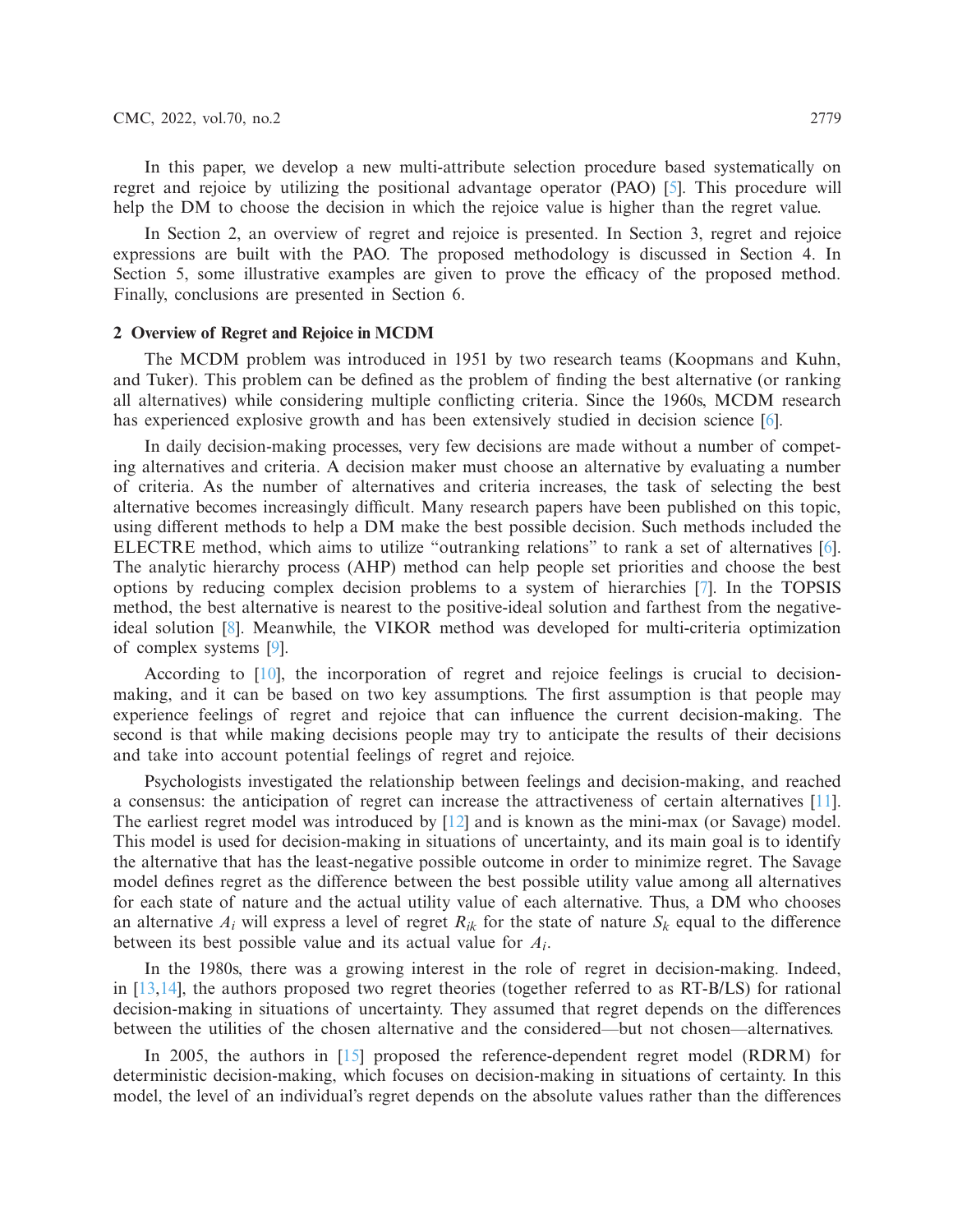In this paper, we develop a new multi-attribute selection procedure based systematically on regret and rejoice by utilizing the positional advantage operator (PAO) [5]. This procedure will help the DM to choose the decision in which the rejoice value is higher than the regret value.

In Section 2, an overview of regret and rejoice is presented. In Section 3, regret and rejoice expressions are built with the PAO. The proposed methodology is discussed in Section 4. In Section 5, some illustrative examples are given to prove the efficacy of the proposed method. Finally, conclusions are presented in Section 6.

## 2 Overview of Regret and Rejoice in MCDM

The MCDM problem was introduced in 1951 by two research teams (Koopmans and Kuhn, and Tuker). This problem can be defined as the problem of finding the best alternative (or ranking all alternatives) while considering multiple conflicting criteria. Since the 1960s, MCDM research has experienced explosive growth and has been extensively studied in decision science [6].

In daily decision-making processes, very few decisions are made without a number of competing alternatives and criteria. A decision maker must choose an alternative by evaluating a number of criteria. As the number of alternatives and criteria increases, the task of selecting the best alternative becomes increasingly difficult. Many research papers have been published on this topic, using different methods to help a DM make the best possible decision. Such methods included the ELECTRE method, which aims to utilize "outranking relations" to rank a set of alternatives [6]. The analytic hierarchy process (AHP) method can help people set priorities and choose the best options by reducing complex decision problems to a system of hierarchies [7]. In the TOPSIS method, the best alternative is nearest to the positive-ideal solution and farthest from the negative-ideal solution [8]. Meanwhile, the VIKOR method was developed for multi-criteria optimization of complex systems [9].

According to [10], the incorporation of regret and rejoice feelings is crucial to decision-making, and it can be based on two key assumptions. The first assumption is that people may experience feelings of regret and rejoice that can influence the current decision-making. The second is that while making decisions people may try to anticipate the results of their decisions and take into account potential feelings of regret and rejoice.

Psychologists investigated the relationship between feelings and decision-making, and reached a consensus: the anticipation of regret can increase the attractiveness of certain alternatives [11]. The earliest regret model was introduced by [12] and is known as the mini-max (or Savage) model. This model is used for decision-making in situations of uncertainty, and its main goal is to identify the alternative that has the least-negative possible outcome in order to minimize regret. The Savage model defines regret as the difference between the best possible utility value among all alternatives for each state of nature and the actual utility value of each alternative. Thus, a DM who chooses an alternative $A_i$ will express a level of regret $R_{ik}$ for the state of nature $S_k$ equal to the difference between its best possible value and its actual value for $A_i$.

In the 1980s, there was a growing interest in the role of regret in decision-making. Indeed, in [13,14], the authors proposed two regret theories (together referred to as RT-B/LS) for rational decision-making in situations of uncertainty. They assumed that regret depends on the differences between the utilities of the chosen alternative and the considered—but not chosen—alternatives.

In 2005, the authors in [15] proposed the reference-dependent regret model (RDRM) for deterministic decision-making, which focuses on decision-making in situations of certainty. In this model, the level of an individual's regret depends on the absolute values rather than the differences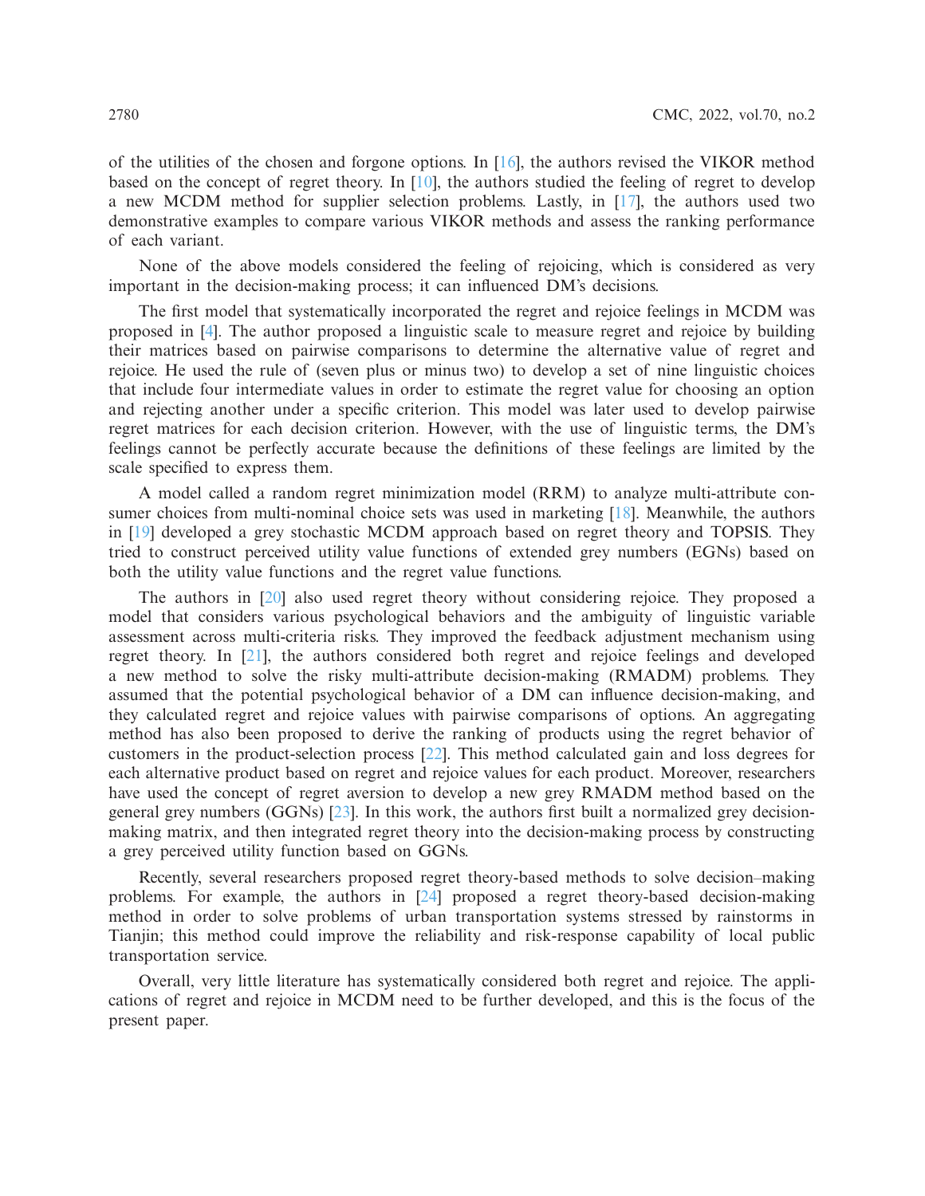of the utilities of the chosen and forgone options. In [16], the authors revised the VIKOR method based on the concept of regret theory. In [10], the authors studied the feeling of regret to develop a new MCDM method for supplier selection problems. Lastly, in [17], the authors used two demonstrative examples to compare various VIKOR methods and assess the ranking performance of each variant.

None of the above models considered the feeling of rejoicing, which is considered as very important in the decision-making process; it can influenced DM's decisions.

The first model that systematically incorporated the regret and rejoice feelings in MCDM was proposed in [4]. The author proposed a linguistic scale to measure regret and rejoice by building their matrices based on pairwise comparisons to determine the alternative value of regret and rejoice. He used the rule of (seven plus or minus two) to develop a set of nine linguistic choices that include four intermediate values in order to estimate the regret value for choosing an option and rejecting another under a specific criterion. This model was later used to develop pairwise regret matrices for each decision criterion. However, with the use of linguistic terms, the DM's feelings cannot be perfectly accurate because the definitions of these feelings are limited by the scale specified to express them.

A model called a random regret minimization model (RRM) to analyze multi-attribute consumer choices from multi-nominal choice sets was used in marketing [18]. Meanwhile, the authors in [19] developed a grey stochastic MCDM approach based on regret theory and TOPSIS. They tried to construct perceived utility value functions of extended grey numbers (EGNs) based on both the utility value functions and the regret value functions.

The authors in [20] also used regret theory without considering rejoice. They proposed a model that considers various psychological behaviors and the ambiguity of linguistic variable assessment across multi-criteria risks. They improved the feedback adjustment mechanism using regret theory. In [21], the authors considered both regret and rejoice feelings and developed a new method to solve the risky multi-attribute decision-making (RMADM) problems. They assumed that the potential psychological behavior of a DM can influence decision-making, and they calculated regret and rejoice values with pairwise comparisons of options. An aggregating method has also been proposed to derive the ranking of products using the regret behavior of customers in the product-selection process [22]. This method calculated gain and loss degrees for each alternative product based on regret and rejoice values for each product. Moreover, researchers have used the concept of regret aversion to develop a new grey RMADM method based on the general grey numbers (GGNs) [23]. In this work, the authors first built a normalized grey decision-making matrix, and then integrated regret theory into the decision-making process by constructing a grey perceived utility function based on GGNs.

Recently, several researchers proposed regret theory-based methods to solve decision–making problems. For example, the authors in [24] proposed a regret theory-based decision-making method in order to solve problems of urban transportation systems stressed by rainstorms in Tianjin; this method could improve the reliability and risk-response capability of local public transportation service.

Overall, very little literature has systematically considered both regret and rejoice. The applications of regret and rejoice in MCDM need to be further developed, and this is the focus of the present paper.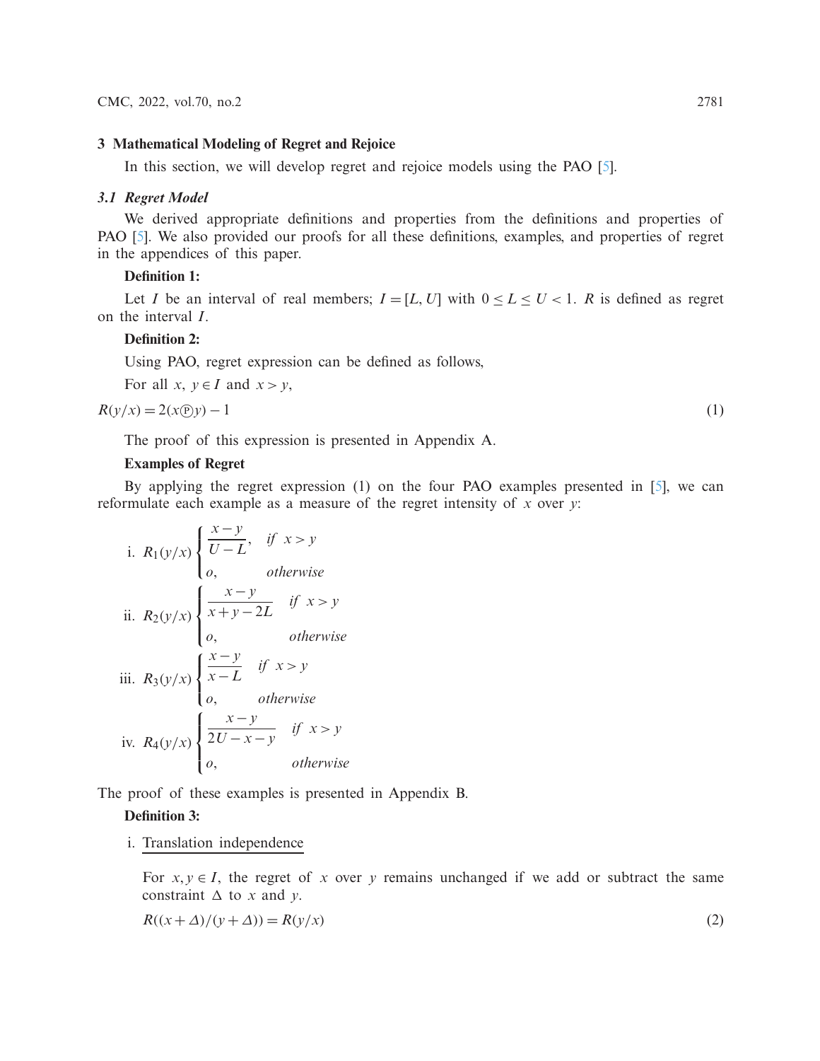## 3 Mathematical Modeling of Regret and Rejoice

In this section, we will develop regret and rejoice models using the PAO [5].

### 3.1 Regret Model

We derived appropriate definitions and properties from the definitions and properties of PAO [5]. We also provided our proofs for all these definitions, examples, and properties of regret in the appendices of this paper.

**Definition 1:**

Let $I$ be an interval of real members; $I = [L, U]$ with $0 \leq L \leq U < 1$. $R$ is defined as regret on the interval $I$.

**Definition 2:**

Using PAO, regret expression can be defined as follows,

For all $x,\ y \in I$ and $x > y$,

$$R(y/x) = 2(x \circledP y) - 1 \tag{1}$$

The proof of this expression is presented in Appendix A.

**Examples of Regret**

By applying the regret expression (1) on the four PAO examples presented in [5], we can reformulate each example as a measure of the regret intensity of $x$ over $y$:

i. $R_1(y/x) \begin{cases} \dfrac{x-y}{U-L}, & if\ \ x > y \\ o, & otherwise \end{cases}$

ii. $R_2(y/x) \begin{cases} \dfrac{x-y}{x+y-2L} & if\ \ x > y \\ o, & otherwise \end{cases}$

iii. $R_3(y/x) \begin{cases} \dfrac{x-y}{x-L} & if\ \ x > y \\ o, & otherwise \end{cases}$

iv. $R_4(y/x) \begin{cases} \dfrac{x-y}{2U-x-y} & if\ \ x > y \\ o, & otherwise \end{cases}$

The proof of these examples is presented in Appendix B.

**Definition 3:**

i. Translation independence

For $x, y \in I$, the regret of $x$ over $y$ remains unchanged if we add or subtract the same constraint $\Delta$ to $x$ and $y$.

$$R((x + \varDelta)/(y + \varDelta)) = R(y/x) \tag{2}$$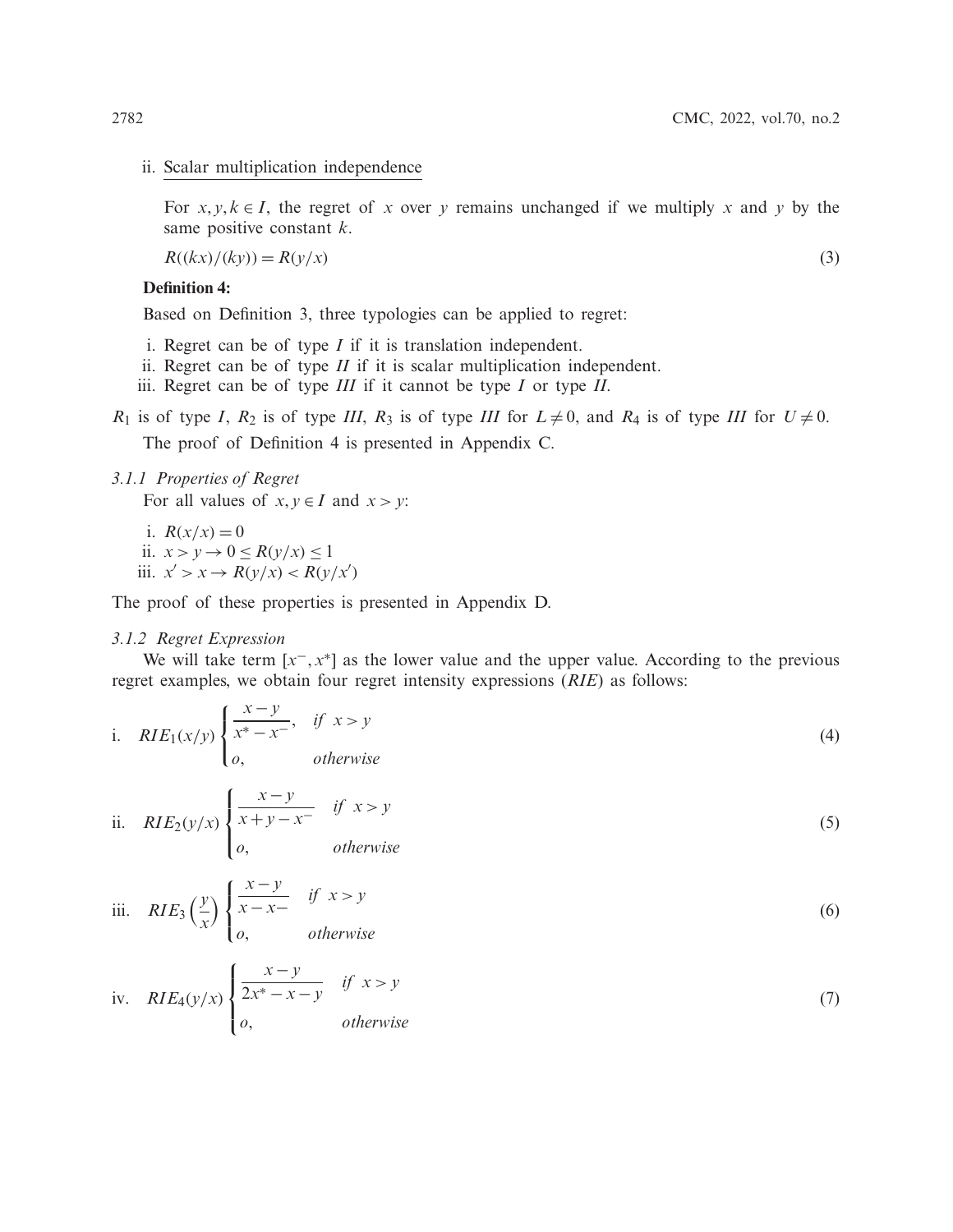ii. Scalar multiplication independence

For $x, y, k \in I$, the regret of $x$ over $y$ remains unchanged if we multiply $x$ and $y$ by the same positive constant $k$.

$$R((kx)/(ky)) = R(y/x) \tag{3}$$

**Definition 4:**

Based on Definition 3, three typologies can be applied to regret:

i. Regret can be of type $I$ if it is translation independent.
ii. Regret can be of type $II$ if it is scalar multiplication independent.
iii. Regret can be of type $III$ if it cannot be type $I$ or type $II$.

$R_1$ is of type $I$, $R_2$ is of type $III$, $R_3$ is of type $III$ for $L \neq 0$, and $R_4$ is of type $III$ for $U \neq 0$.

The proof of Definition 4 is presented in Appendix C.

#### 3.1.1 Properties of Regret

For all values of $x, y \in I$ and $x > y$:

i. $R(x/x) = 0$
ii. $x > y \rightarrow 0 \leq R(y/x) \leq 1$
iii. $x' > x \rightarrow R(y/x) < R(y/x')$

The proof of these properties is presented in Appendix D.

#### 3.1.2 Regret Expression

We will take term $[x^-, x^*]$ as the lower value and the upper value. According to the previous regret examples, we obtain four regret intensity expressions ($RIE$) as follows:

$$\text{i.} \quad RIE_1(x/y) \begin{cases} \dfrac{x-y}{x^* - x^-}, & if \;\; x > y \\ o, & otherwise \end{cases} \tag{4}$$

$$\text{ii.} \quad RIE_2(y/x) \begin{cases} \dfrac{x-y}{x+y-x^-} & if \;\; x > y \\ o, & otherwise \end{cases} \tag{5}$$

$$\text{iii.} \quad RIE_3\left(\frac{y}{x}\right) \begin{cases} \dfrac{x-y}{x-x-} & if \;\; x > y \\ o, & otherwise \end{cases} \tag{6}$$

$$\text{iv.} \quad RIE_4(y/x) \begin{cases} \dfrac{x-y}{2x^* - x - y} & if \;\; x > y \\ o, & otherwise \end{cases} \tag{7}$$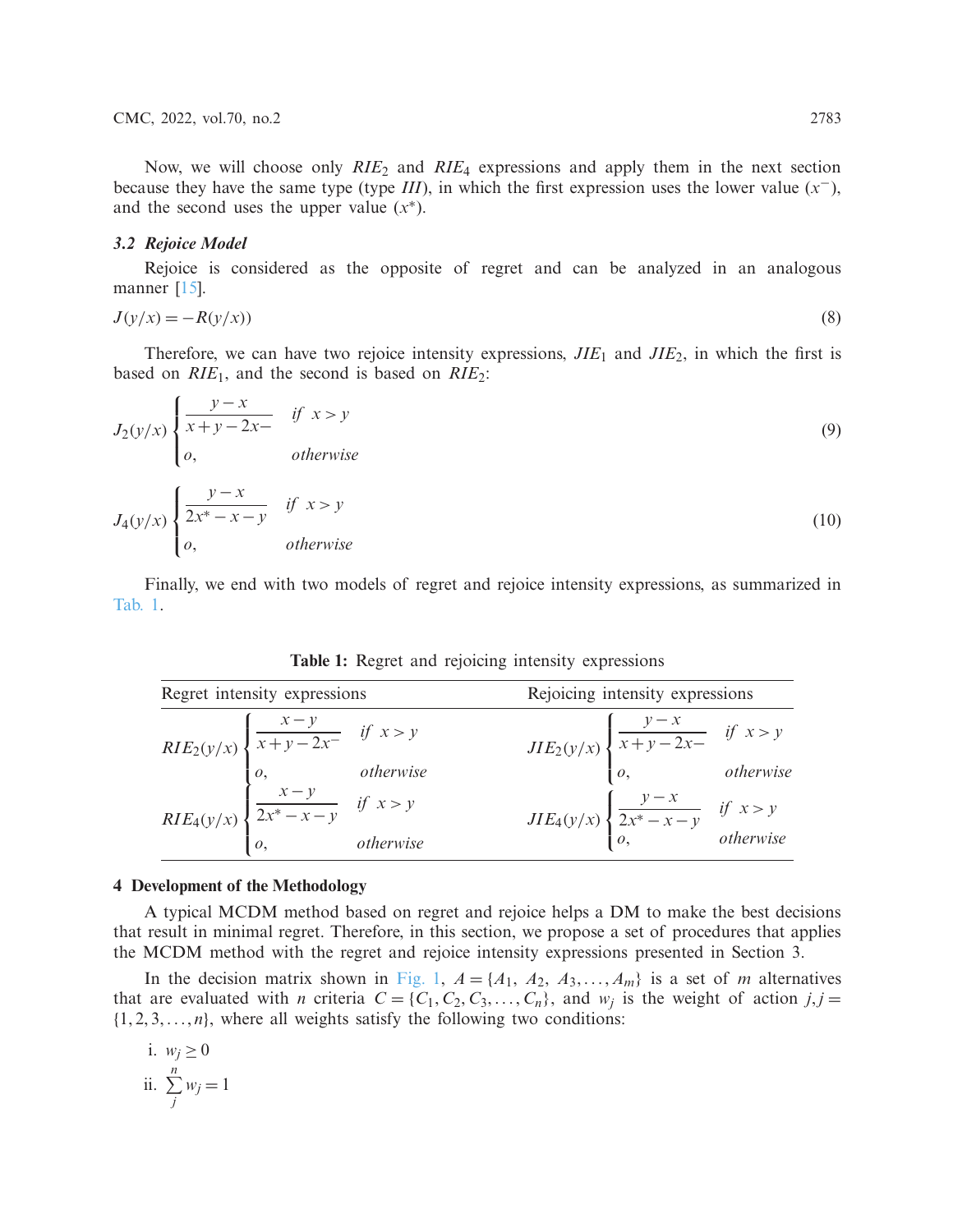Now, we will choose only $RIE_2$ and $RIE_4$ expressions and apply them in the next section because they have the same type (type $III$), in which the first expression uses the lower value ($x^-$), and the second uses the upper value ($x^*$).

### 3.2 Rejoice Model

Rejoice is considered as the opposite of regret and can be analyzed in an analogous manner [15].

$$J(y/x) = -R(y/x)) \tag{8}$$

Therefore, we can have two rejoice intensity expressions, $JIE_1$ and $JIE_2$, in which the first is based on $RIE_1$, and the second is based on $RIE_2$:

$$J_2(y/x) \begin{cases} \dfrac{y-x}{x+y-2x-} & if \ \ x > y \\ o, & otherwise \end{cases} \tag{9}$$

$$J_4(y/x) \begin{cases} \dfrac{y-x}{2x^*-x-y} & if \ \ x > y \\ o, & otherwise \end{cases} \tag{10}$$

Finally, we end with two models of regret and rejoice intensity expressions, as summarized in Tab. 1.

**Table 1:** Regret and rejoicing intensity expressions

| Regret intensity expressions | Rejoicing intensity expressions |
|---|---|
| $RIE_2(y/x) \begin{cases} \dfrac{x-y}{x+y-2x^-} & if \ \ x > y \\ o, & otherwise \end{cases}$ | $JIE_2(y/x) \begin{cases} \dfrac{y-x}{x+y-2x-} & if \ \ x > y \\ o, & otherwise \end{cases}$ |
| $RIE_4(y/x) \begin{cases} \dfrac{x-y}{2x^*-x-y} & if \ \ x > y \\ o, & otherwise \end{cases}$ | $JIE_4(y/x) \begin{cases} \dfrac{y-x}{2x^*-x-y} & if \ \ x > y \\ o, & otherwise \end{cases}$ |

## 4 Development of the Methodology

A typical MCDM method based on regret and rejoice helps a DM to make the best decisions that result in minimal regret. Therefore, in this section, we propose a set of procedures that applies the MCDM method with the regret and rejoice intensity expressions presented in Section 3.

In the decision matrix shown in Fig. 1, $A = \{A_1, A_2, A_3, \ldots, A_m\}$ is a set of $m$ alternatives that are evaluated with $n$ criteria $C = \{C_1, C_2, C_3, \ldots, C_n\}$, and $w_j$ is the weight of action $j, j = \{1, 2, 3, \ldots, n\}$, where all weights satisfy the following two conditions:

i. $w_j \geq 0$

ii. $\sum_{j}^{n} w_j = 1$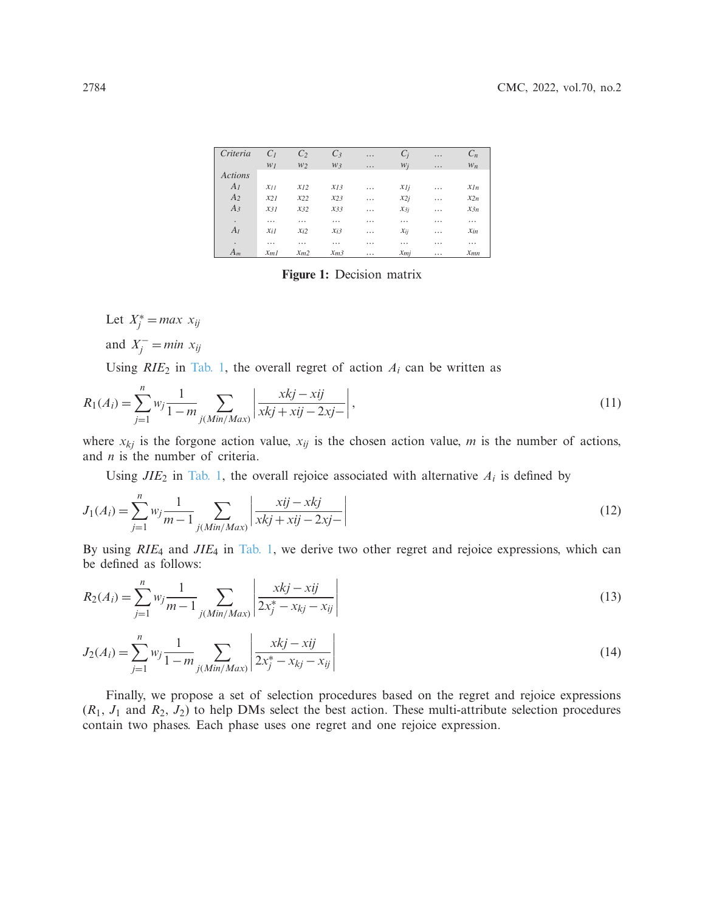| Criteria | $C_1$ | $C_2$ | $C_3$ | … | $C_j$ | … | $C_n$ |
|---|---|---|---|---|---|---|---|
| | $w_1$ | $w_2$ | $w_3$ | … | $w_j$ | … | $w_n$ |
| Actions | | | | | | | |
| $A_1$ | $x_{11}$ | $x_{12}$ | $x_{13}$ | … | $x_{1j}$ | … | $x_{1n}$ |
| $A_2$ | $x_{21}$ | $x_{22}$ | $x_{23}$ | … | $x_{2j}$ | … | $x_{2n}$ |
| $A_3$ | $x_{31}$ | $x_{32}$ | $x_{33}$ | … | $x_{3j}$ | … | $x_{3n}$ |
| . | … | … | … | … | … | … | … |
| $A_i$ | $x_{i1}$ | $x_{i2}$ | $x_{i3}$ | … | $x_{ij}$ | … | $x_{in}$ |
| . | … | … | … | … | … | … | … |
| $A_m$ | $x_{m1}$ | $x_{m2}$ | $x_{m3}$ | … | $x_{mj}$ | … | $x_{mn}$ |

**Figure 1:** Decision matrix

Let $X_j^* = max\ x_{ij}$

and $X_j^- = min\ x_{ij}$

Using $RIE_2$ in Tab. 1, the overall regret of action $A_i$ can be written as

$$R_1(A_i) = \sum_{j=1}^{n} w_j \frac{1}{1-m} \sum_{j(Min/Max)} \left| \frac{xkj - xij}{xkj + xij - 2xj-} \right|, \tag{11}$$

where $x_{kj}$ is the forgone action value, $x_{ij}$ is the chosen action value, $m$ is the number of actions, and $n$ is the number of criteria.

Using $JIE_2$ in Tab. 1, the overall rejoice associated with alternative $A_i$ is defined by

$$J_1(A_i) = \sum_{j=1}^{n} w_j \frac{1}{m-1} \sum_{j(Min/Max)} \left| \frac{xij - xkj}{xkj + xij - 2xj-} \right| \tag{12}$$

By using $RIE_4$ and $JIE_4$ in Tab. 1, we derive two other regret and rejoice expressions, which can be defined as follows:

$$R_2(A_i) = \sum_{j=1}^{n} w_j \frac{1}{m-1} \sum_{j(Min/Max)} \left| \frac{xkj - xij}{2x_j^* - x_{kj} - x_{ij}} \right| \tag{13}$$

$$J_2(A_i) = \sum_{j=1}^{n} w_j \frac{1}{1-m} \sum_{j(Min/Max)} \left| \frac{xkj - xij}{2x_j^* - x_{kj} - x_{ij}} \right| \tag{14}$$

Finally, we propose a set of selection procedures based on the regret and rejoice expressions ($R_1$, $J_1$ and $R_2$, $J_2$) to help DMs select the best action. These multi-attribute selection procedures contain two phases. Each phase uses one regret and one rejoice expression.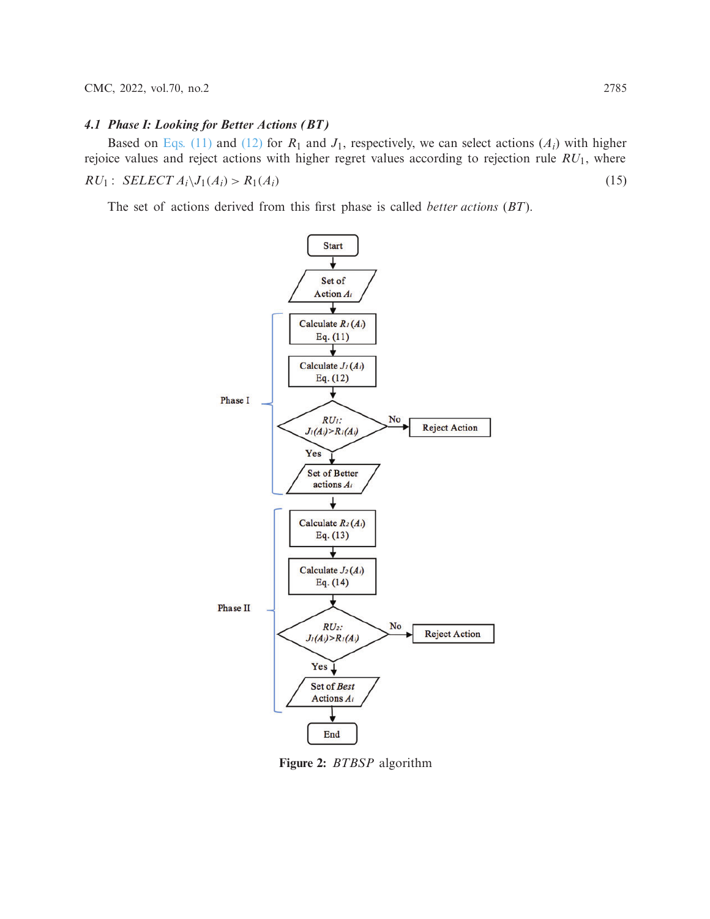### 4.1 Phase I: Looking for Better Actions (*BT*)

Based on Eqs. (11) and (12) for $R_1$ and $J_1$, respectively, we can select actions ($A_i$) with higher rejoice values and reject actions with higher regret values according to rejection rule $RU_1$, where

$$RU_1: \ SELECT\ A_i \backslash J_1(A_i) > R_1(A_i) \tag{15}$$

The set of actions derived from this first phase is called *better actions* (*BT*).

**Figure 2:** *BTBSP* algorithm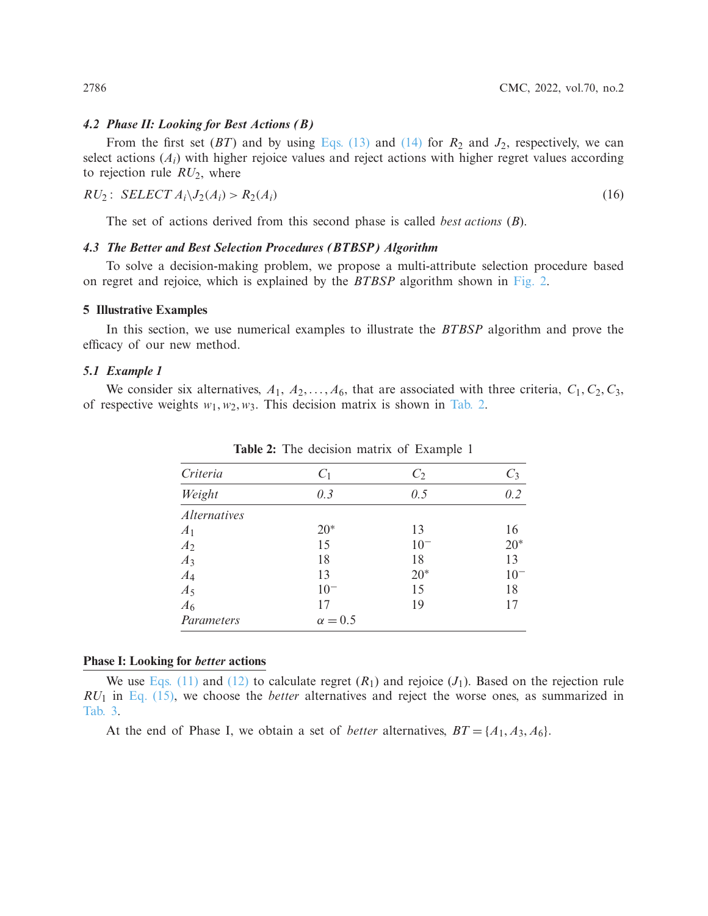### 4.2 Phase II: Looking for Best Actions ($B$)

From the first set ($BT$) and by using Eqs. (13) and (14) for $R_2$ and $J_2$, respectively, we can select actions ($A_i$) with higher rejoice values and reject actions with higher regret values according to rejection rule $RU_2$, where

$$RU_2: \; SELECT\, A_i \backslash J_2(A_i) > R_2(A_i) \tag{16}$$

The set of actions derived from this second phase is called *best actions* ($B$).

### 4.3 The Better and Best Selection Procedures ($BTBSP$) Algorithm

To solve a decision-making problem, we propose a multi-attribute selection procedure based on regret and rejoice, which is explained by the $BTBSP$ algorithm shown in Fig. 2.

## 5 Illustrative Examples

In this section, we use numerical examples to illustrate the $BTBSP$ algorithm and prove the efficacy of our new method.

### 5.1 Example 1

We consider six alternatives, $A_1$, $A_2, \ldots, A_6$, that are associated with three criteria, $C_1, C_2, C_3$, of respective weights $w_1, w_2, w_3$. This decision matrix is shown in Tab. 2.

**Table 2:** The decision matrix of Example 1

| *Criteria* | $C_1$ | $C_2$ | $C_3$ |
|---|---|---|---|
| *Weight* | *0.3* | *0.5* | *0.2* |
| *Alternatives* | | | |
| $A_1$ | $20^*$ | 13 | 16 |
| $A_2$ | 15 | $10^-$ | $20^*$ |
| $A_3$ | 18 | 18 | 13 |
| $A_4$ | 13 | $20^*$ | $10^-$ |
| $A_5$ | $10^-$ | 15 | 18 |
| $A_6$ | 17 | 19 | 17 |
| *Parameters* | $\alpha = 0.5$ | | |

**Phase I: Looking for *better* actions**

We use Eqs. (11) and (12) to calculate regret ($R_1$) and rejoice ($J_1$). Based on the rejection rule $RU_1$ in Eq. (15), we choose the *better* alternatives and reject the worse ones, as summarized in Tab. 3.

At the end of Phase I, we obtain a set of *better* alternatives, $BT = \{A_1, A_3, A_6\}$.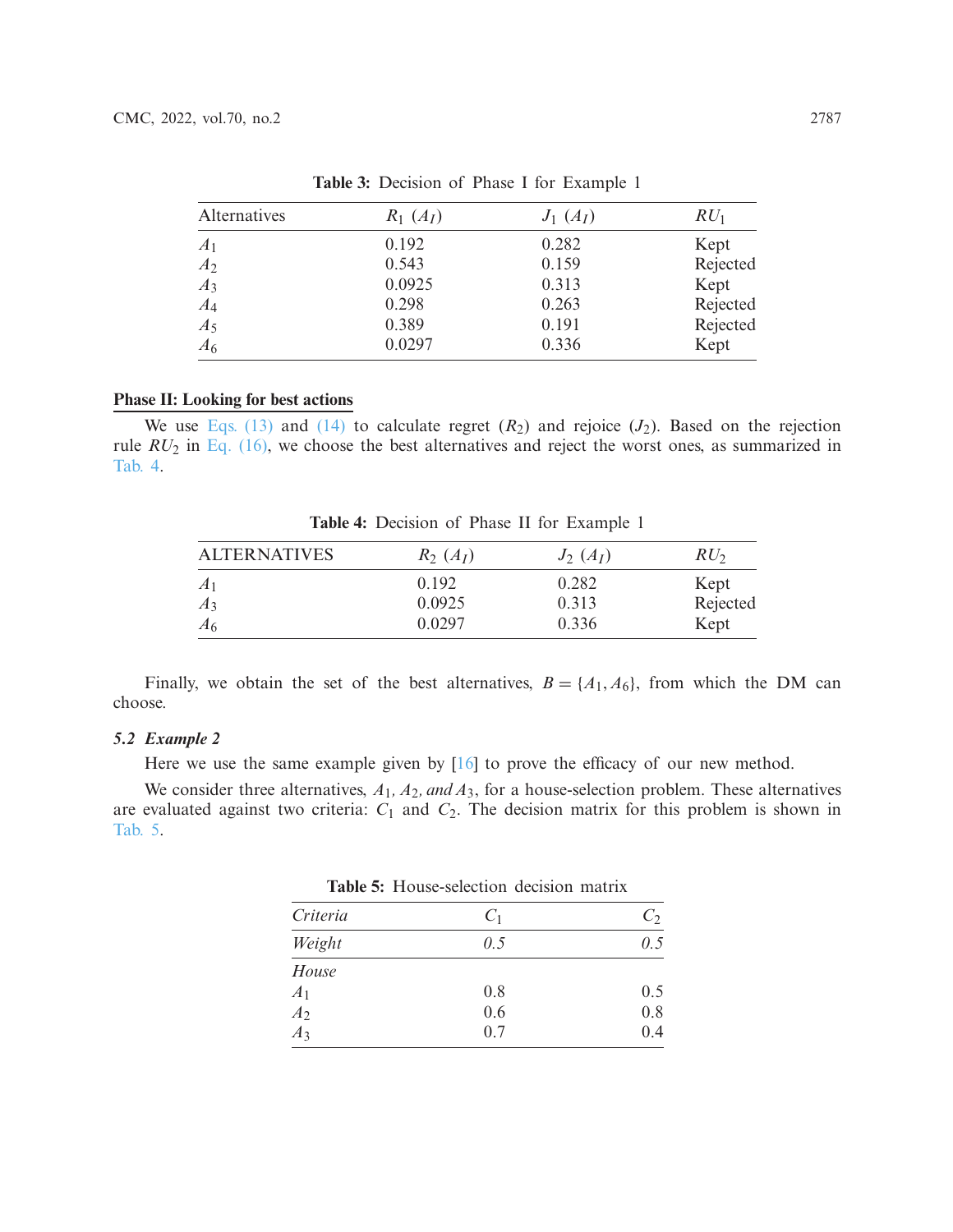**Table 3:** Decision of Phase I for Example 1

| Alternatives | $R_1$ ($A_I$) | $J_1$ ($A_I$) | $RU_1$ |
|---|---|---|---|
| $A_1$ | 0.192 | 0.282 | Kept |
| $A_2$ | 0.543 | 0.159 | Rejected |
| $A_3$ | 0.0925 | 0.313 | Kept |
| $A_4$ | 0.298 | 0.263 | Rejected |
| $A_5$ | 0.389 | 0.191 | Rejected |
| $A_6$ | 0.0297 | 0.336 | Kept |

**Phase II: Looking for best actions**

We use Eqs. (13) and (14) to calculate regret ($R_2$) and rejoice ($J_2$). Based on the rejection rule $RU_2$ in Eq. (16), we choose the best alternatives and reject the worst ones, as summarized in Tab. 4.

**Table 4:** Decision of Phase II for Example 1

| ALTERNATIVES | $R_2$ ($A_I$) | $J_2$ ($A_I$) | $RU_2$ |
|---|---|---|---|
| $A_1$ | 0.192 | 0.282 | Kept |
| $A_3$ | 0.0925 | 0.313 | Rejected |
| $A_6$ | 0.0297 | 0.336 | Kept |

Finally, we obtain the set of the best alternatives, $B = \{A_1, A_6\}$, from which the DM can choose.

### 5.2 *Example 2*

Here we use the same example given by [16] to prove the efficacy of our new method.

We consider three alternatives, $A_1, A_2,$ *and* $A_3$, for a house-selection problem. These alternatives are evaluated against two criteria: $C_1$ and $C_2$. The decision matrix for this problem is shown in Tab. 5.

**Table 5:** House-selection decision matrix

| *Criteria* | $C_1$ | $C_2$ |
|---|---|---|
| *Weight* | *0.5* | *0.5* |
| *House* | | |
| $A_1$ | 0.8 | 0.5 |
| $A_2$ | 0.6 | 0.8 |
| $A_3$ | 0.7 | 0.4 |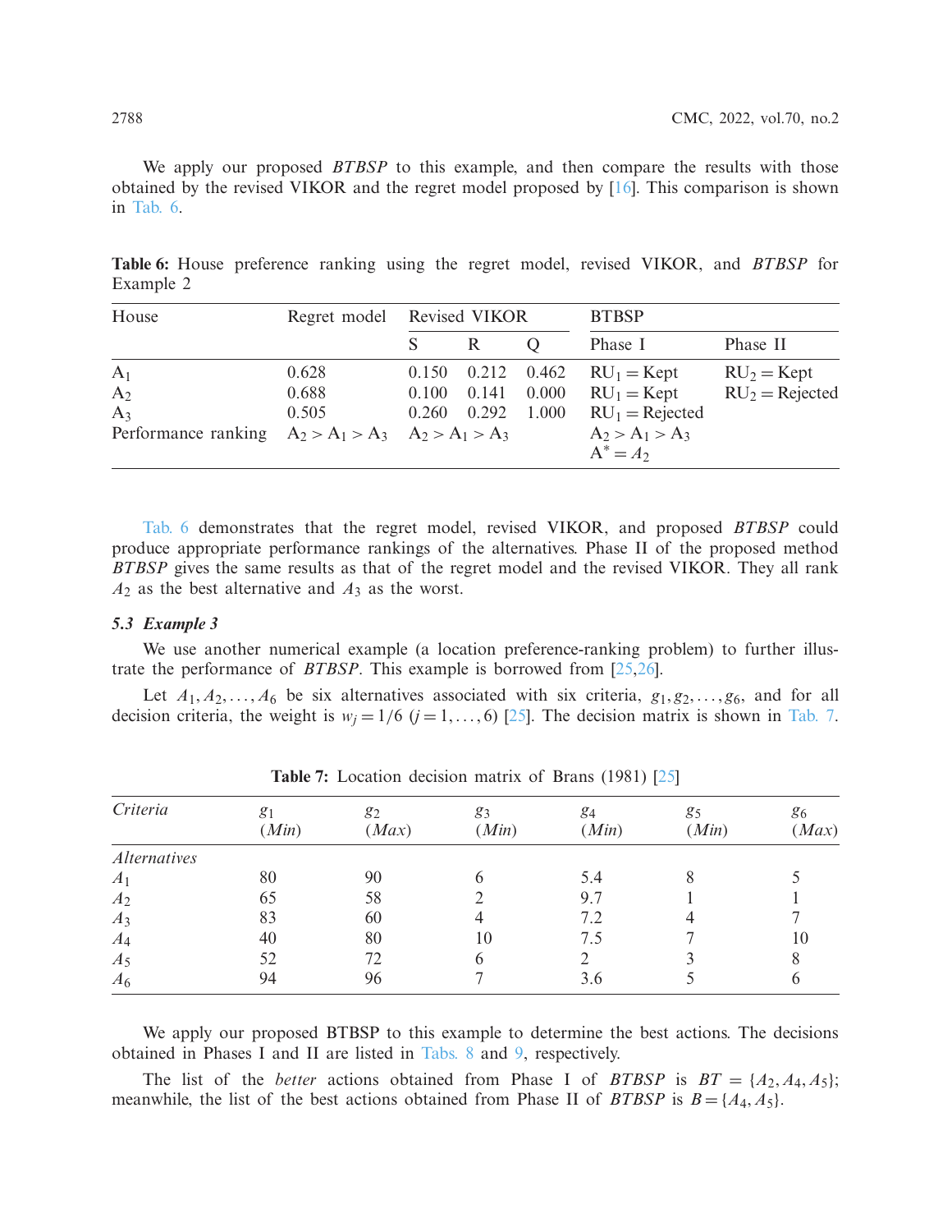We apply our proposed *BTBSP* to this example, and then compare the results with those obtained by the revised VIKOR and the regret model proposed by [16]. This comparison is shown in Tab. 6.

**Table 6:** House preference ranking using the regret model, revised VIKOR, and *BTBSP* for Example 2

| House | Regret model | Revised VIKOR | | | BTBSP | |
|---|---|---|---|---|---|---|
| | | S | R | Q | Phase I | Phase II |
| $A_1$ | 0.628 | 0.150 | 0.212 | 0.462 | $RU_1 = \text{Kept}$ | $RU_2 = \text{Kept}$ |
| $A_2$ | 0.688 | 0.100 | 0.141 | 0.000 | $RU_1 = \text{Kept}$ | $RU_2 = \text{Rejected}$ |
| $A_3$ | 0.505 | 0.260 | 0.292 | 1.000 | $RU_1 = \text{Rejected}$ | |
| Performance ranking | $A_2 > A_1 > A_3$ | $A_2 > A_1 > A_3$ | | | $A_2 > A_1 > A_3$<br>$A^* = A_2$ | |

Tab. 6 demonstrates that the regret model, revised VIKOR, and proposed *BTBSP* could produce appropriate performance rankings of the alternatives. Phase II of the proposed method *BTBSP* gives the same results as that of the regret model and the revised VIKOR. They all rank $A_2$ as the best alternative and $A_3$ as the worst.

### 5.3 *Example 3*

We use another numerical example (a location preference-ranking problem) to further illustrate the performance of *BTBSP*. This example is borrowed from [25,26].

Let $A_1, A_2, \ldots, A_6$ be six alternatives associated with six criteria, $g_1, g_2, \ldots, g_6$, and for all decision criteria, the weight is $w_j = 1/6$ $(j = 1, \ldots, 6)$ [25]. The decision matrix is shown in Tab. 7.

**Table 7:** Location decision matrix of Brans (1981) [25]

| *Criteria* | $g_1$ (*Min*) | $g_2$ (*Max*) | $g_3$ (*Min*) | $g_4$ (*Min*) | $g_5$ (*Min*) | $g_6$ (*Max*) |
|---|---|---|---|---|---|---|
| *Alternatives* | | | | | | |
| $A_1$ | 80 | 90 | 6 | 5.4 | 8 | 5 |
| $A_2$ | 65 | 58 | 2 | 9.7 | 1 | 1 |
| $A_3$ | 83 | 60 | 4 | 7.2 | 4 | 7 |
| $A_4$ | 40 | 80 | 10 | 7.5 | 7 | 10 |
| $A_5$ | 52 | 72 | 6 | 2 | 3 | 8 |
| $A_6$ | 94 | 96 | 7 | 3.6 | 5 | 6 |

We apply our proposed BTBSP to this example to determine the best actions. The decisions obtained in Phases I and II are listed in Tabs. 8 and 9, respectively.

The list of the *better* actions obtained from Phase I of *BTBSP* is $BT = \{A_2, A_4, A_5\}$; meanwhile, the list of the best actions obtained from Phase II of *BTBSP* is $B = \{A_4, A_5\}$.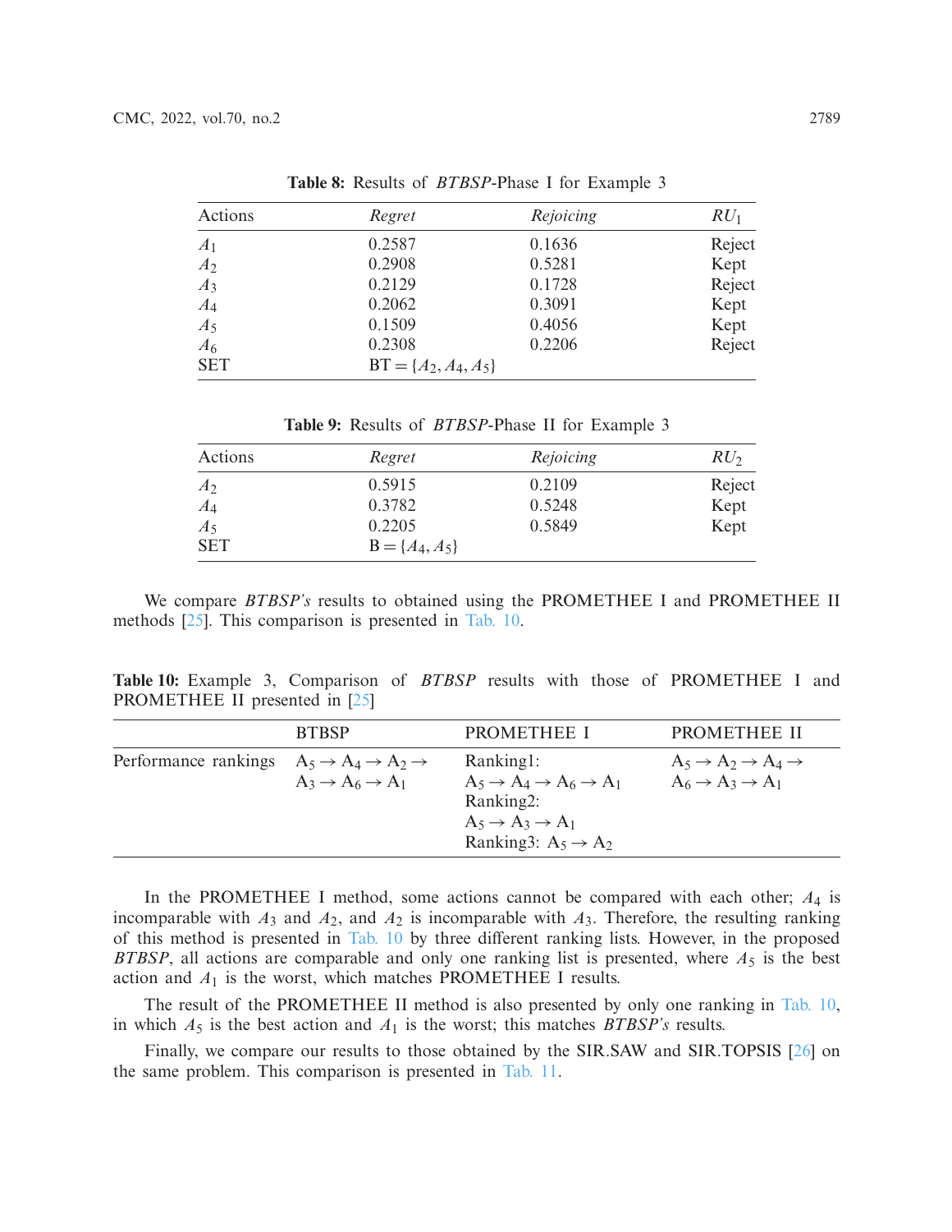**Table 8:** Results of *BTBSP*-Phase I for Example 3

| Actions | *Regret* | *Rejoicing* | $RU_1$ |
| --- | --- | --- | --- |
| $A_1$ | 0.2587 | 0.1636 | Reject |
| $A_2$ | 0.2908 | 0.5281 | Kept |
| $A_3$ | 0.2129 | 0.1728 | Reject |
| $A_4$ | 0.2062 | 0.3091 | Kept |
| $A_5$ | 0.1509 | 0.4056 | Kept |
| $A_6$ | 0.2308 | 0.2206 | Reject |
| SET | BT = $\{A_2, A_4, A_5\}$ | | |

**Table 9:** Results of *BTBSP*-Phase II for Example 3

| Actions | *Regret* | *Rejoicing* | $RU_2$ |
| --- | --- | --- | --- |
| $A_2$ | 0.5915 | 0.2109 | Reject |
| $A_4$ | 0.3782 | 0.5248 | Kept |
| $A_5$ | 0.2205 | 0.5849 | Kept |
| SET | B = $\{A_4, A_5\}$ | | |

We compare *BTBSP's* results to obtained using the PROMETHEE I and PROMETHEE II methods [25]. This comparison is presented in Tab. 10.

**Table 10:** Example 3, Comparison of *BTBSP* results with those of PROMETHEE I and PROMETHEE II presented in [25]

| | BTBSP | PROMETHEE I | PROMETHEE II |
| --- | --- | --- | --- |
| Performance rankings | $A_5 \rightarrow A_4 \rightarrow A_2 \rightarrow A_3 \rightarrow A_6 \rightarrow A_1$ | Ranking1: $A_5 \rightarrow A_4 \rightarrow A_6 \rightarrow A_1$ Ranking2: $A_5 \rightarrow A_3 \rightarrow A_1$ Ranking3: $A_5 \rightarrow A_2$ | $A_5 \rightarrow A_2 \rightarrow A_4 \rightarrow A_6 \rightarrow A_3 \rightarrow A_1$ |

In the PROMETHEE I method, some actions cannot be compared with each other; $A_4$ is incomparable with $A_3$ and $A_2$, and $A_2$ is incomparable with $A_3$. Therefore, the resulting ranking of this method is presented in Tab. 10 by three different ranking lists. However, in the proposed *BTBSP*, all actions are comparable and only one ranking list is presented, where $A_5$ is the best action and $A_1$ is the worst, which matches PROMETHEE I results.

The result of the PROMETHEE II method is also presented by only one ranking in Tab. 10, in which $A_5$ is the best action and $A_1$ is the worst; this matches *BTBSP's* results.

Finally, we compare our results to those obtained by the SIR.SAW and SIR.TOPSIS [26] on the same problem. This comparison is presented in Tab. 11.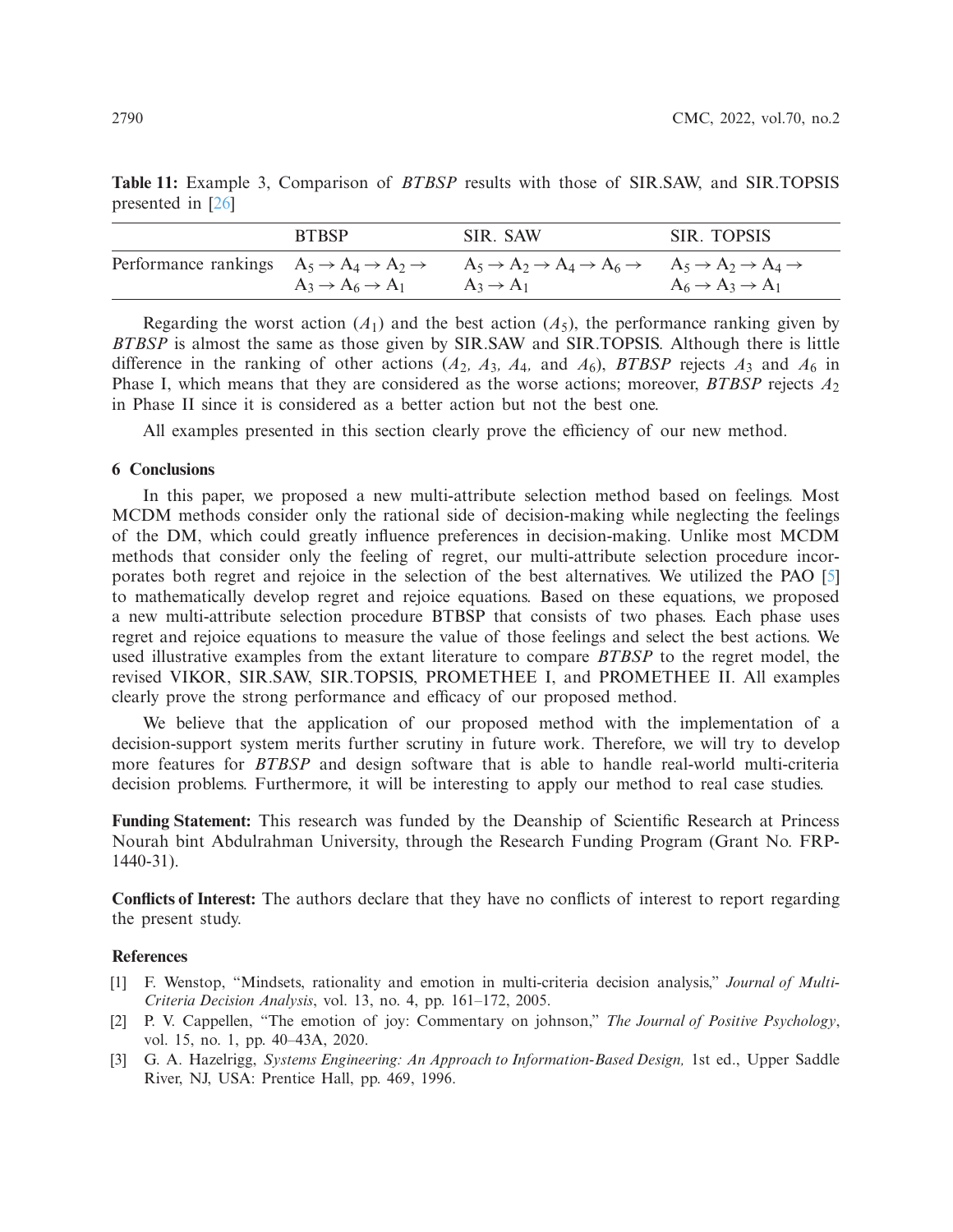**Table 11:** Example 3, Comparison of *BTBSP* results with those of SIR.SAW, and SIR.TOPSIS presented in [26]

| | BTBSP | SIR. SAW | SIR. TOPSIS |
|---|---|---|---|
| Performance rankings | $A_5 \to A_4 \to A_2 \to A_3 \to A_6 \to A_1$ | $A_5 \to A_2 \to A_4 \to A_6 \to A_3 \to A_1$ | $A_5 \to A_2 \to A_4 \to A_6 \to A_3 \to A_1$ |

Regarding the worst action ($A_1$) and the best action ($A_5$), the performance ranking given by *BTBSP* is almost the same as those given by SIR.SAW and SIR.TOPSIS. Although there is little difference in the ranking of other actions ($A_2$, $A_3$, $A_4$, and $A_6$), *BTBSP* rejects $A_3$ and $A_6$ in Phase I, which means that they are considered as the worse actions; moreover, *BTBSP* rejects $A_2$ in Phase II since it is considered as a better action but not the best one.

All examples presented in this section clearly prove the efficiency of our new method.

## 6 Conclusions

In this paper, we proposed a new multi-attribute selection method based on feelings. Most MCDM methods consider only the rational side of decision-making while neglecting the feelings of the DM, which could greatly influence preferences in decision-making. Unlike most MCDM methods that consider only the feeling of regret, our multi-attribute selection procedure incorporates both regret and rejoice in the selection of the best alternatives. We utilized the PAO [5] to mathematically develop regret and rejoice equations. Based on these equations, we proposed a new multi-attribute selection procedure BTBSP that consists of two phases. Each phase uses regret and rejoice equations to measure the value of those feelings and select the best actions. We used illustrative examples from the extant literature to compare *BTBSP* to the regret model, the revised VIKOR, SIR.SAW, SIR.TOPSIS, PROMETHEE I, and PROMETHEE II. All examples clearly prove the strong performance and efficacy of our proposed method.

We believe that the application of our proposed method with the implementation of a decision-support system merits further scrutiny in future work. Therefore, we will try to develop more features for *BTBSP* and design software that is able to handle real-world multi-criteria decision problems. Furthermore, it will be interesting to apply our method to real case studies.

**Funding Statement:** This research was funded by the Deanship of Scientific Research at Princess Nourah bint Abdulrahman University, through the Research Funding Program (Grant No. FRP-1440-31).

**Conflicts of Interest:** The authors declare that they have no conflicts of interest to report regarding the present study.

## References

[1] F. Wenstop, "Mindsets, rationality and emotion in multi-criteria decision analysis," *Journal of Multi-Criteria Decision Analysis*, vol. 13, no. 4, pp. 161–172, 2005.

[2] P. V. Cappellen, "The emotion of joy: Commentary on johnson," *The Journal of Positive Psychology*, vol. 15, no. 1, pp. 40–43A, 2020.

[3] G. A. Hazelrigg, *Systems Engineering: An Approach to Information-Based Design,* 1st ed., Upper Saddle River, NJ, USA: Prentice Hall, pp. 469, 1996.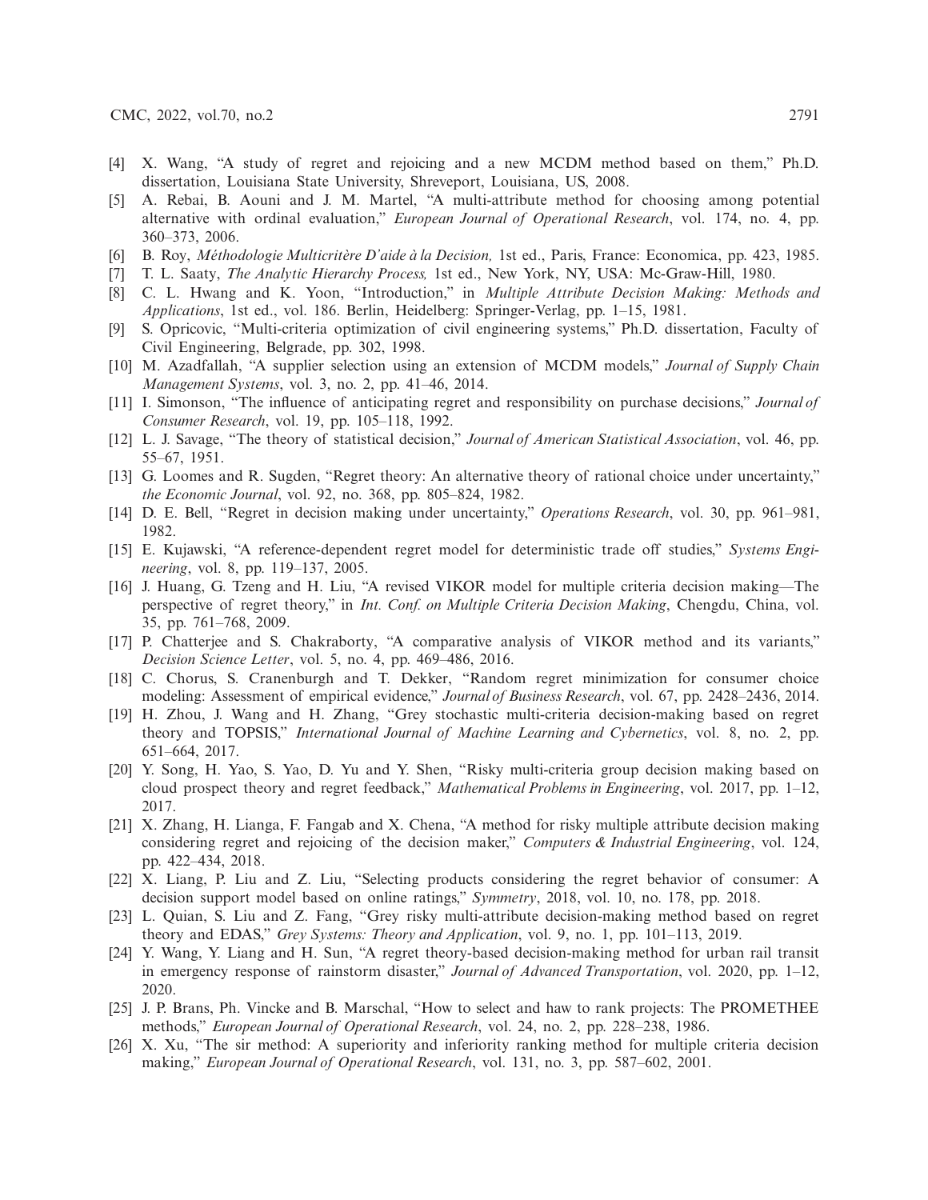[4] X. Wang, "A study of regret and rejoicing and a new MCDM method based on them," Ph.D. dissertation, Louisiana State University, Shreveport, Louisiana, US, 2008.

[5] A. Rebai, B. Aouni and J. M. Martel, "A multi-attribute method for choosing among potential alternative with ordinal evaluation," *European Journal of Operational Research*, vol. 174, no. 4, pp. 360–373, 2006.

[6] B. Roy, *Méthodologie Multicritère D'aide à la Decision,* 1st ed., Paris, France: Economica, pp. 423, 1985.

[7] T. L. Saaty, *The Analytic Hierarchy Process,* 1st ed., New York, NY, USA: Mc-Graw-Hill, 1980.

[8] C. L. Hwang and K. Yoon, "Introduction," in *Multiple Attribute Decision Making: Methods and Applications*, 1st ed., vol. 186. Berlin, Heidelberg: Springer-Verlag, pp. 1–15, 1981.

[9] S. Opricovic, "Multi-criteria optimization of civil engineering systems," Ph.D. dissertation, Faculty of Civil Engineering, Belgrade, pp. 302, 1998.

[10] M. Azadfallah, "A supplier selection using an extension of MCDM models," *Journal of Supply Chain Management Systems*, vol. 3, no. 2, pp. 41–46, 2014.

[11] I. Simonson, "The influence of anticipating regret and responsibility on purchase decisions," *Journal of Consumer Research*, vol. 19, pp. 105–118, 1992.

[12] L. J. Savage, "The theory of statistical decision," *Journal of American Statistical Association*, vol. 46, pp. 55–67, 1951.

[13] G. Loomes and R. Sugden, "Regret theory: An alternative theory of rational choice under uncertainty," *the Economic Journal*, vol. 92, no. 368, pp. 805–824, 1982.

[14] D. E. Bell, "Regret in decision making under uncertainty," *Operations Research*, vol. 30, pp. 961–981, 1982.

[15] E. Kujawski, "A reference-dependent regret model for deterministic trade off studies," *Systems Engineering*, vol. 8, pp. 119–137, 2005.

[16] J. Huang, G. Tzeng and H. Liu, "A revised VIKOR model for multiple criteria decision making—The perspective of regret theory," in *Int. Conf. on Multiple Criteria Decision Making*, Chengdu, China, vol. 35, pp. 761–768, 2009.

[17] P. Chatterjee and S. Chakraborty, "A comparative analysis of VIKOR method and its variants," *Decision Science Letter*, vol. 5, no. 4, pp. 469–486, 2016.

[18] C. Chorus, S. Cranenburgh and T. Dekker, "Random regret minimization for consumer choice modeling: Assessment of empirical evidence," *Journal of Business Research*, vol. 67, pp. 2428–2436, 2014.

[19] H. Zhou, J. Wang and H. Zhang, "Grey stochastic multi-criteria decision-making based on regret theory and TOPSIS," *International Journal of Machine Learning and Cybernetics*, vol. 8, no. 2, pp. 651–664, 2017.

[20] Y. Song, H. Yao, S. Yao, D. Yu and Y. Shen, "Risky multi-criteria group decision making based on cloud prospect theory and regret feedback," *Mathematical Problems in Engineering*, vol. 2017, pp. 1–12, 2017.

[21] X. Zhang, H. Lianga, F. Fangab and X. Chena, "A method for risky multiple attribute decision making considering regret and rejoicing of the decision maker," *Computers & Industrial Engineering*, vol. 124, pp. 422–434, 2018.

[22] X. Liang, P. Liu and Z. Liu, "Selecting products considering the regret behavior of consumer: A decision support model based on online ratings," *Symmetry*, 2018, vol. 10, no. 178, pp. 2018.

[23] L. Quian, S. Liu and Z. Fang, "Grey risky multi-attribute decision-making method based on regret theory and EDAS," *Grey Systems: Theory and Application*, vol. 9, no. 1, pp. 101–113, 2019.

[24] Y. Wang, Y. Liang and H. Sun, "A regret theory-based decision-making method for urban rail transit in emergency response of rainstorm disaster," *Journal of Advanced Transportation*, vol. 2020, pp. 1–12, 2020.

[25] J. P. Brans, Ph. Vincke and B. Marschal, "How to select and haw to rank projects: The PROMETHEE methods," *European Journal of Operational Research*, vol. 24, no. 2, pp. 228–238, 1986.

[26] X. Xu, "The sir method: A superiority and inferiority ranking method for multiple criteria decision making," *European Journal of Operational Research*, vol. 131, no. 3, pp. 587–602, 2001.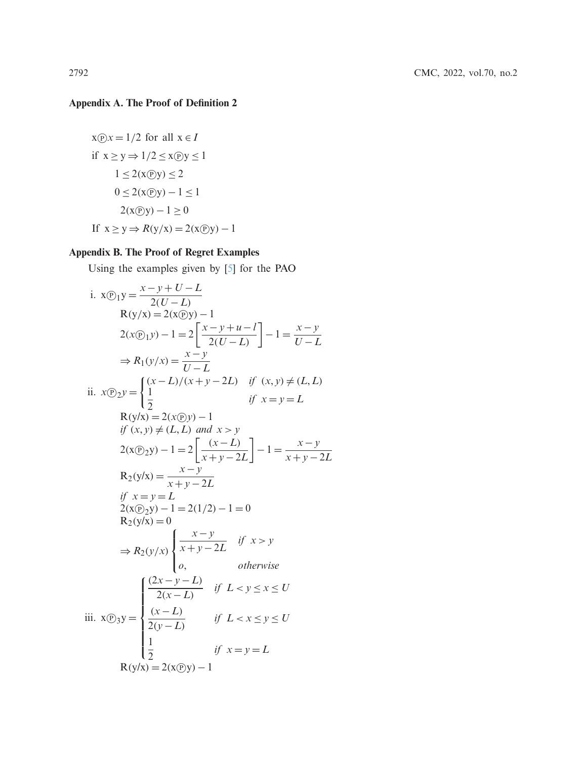## Appendix A. The Proof of Definition 2

$$x \circledP x = 1/2 \text{ for all } x \in I$$

$$\text{if } x \geq y \Rightarrow 1/2 \leq x \circledP y \leq 1$$

$$1 \leq 2(x \circledP y) \leq 2$$

$$0 \leq 2(x \circledP y) - 1 \leq 1$$

$$2(x \circledP y) - 1 \geq 0$$

$$\text{If } x \geq y \Rightarrow R(y/x) = 2(x \circledP y) - 1$$

## Appendix B. The Proof of Regret Examples

Using the examples given by [5] for the PAO

i. $x \circledP_1 y = \dfrac{x - y + U - L}{2(U - L)}$

$$R(y/x) = 2(x \circledP y) - 1$$

$$2(x \circledP_1 y) - 1 = 2\left[\frac{x - y + u - l}{2(U - L)}\right] - 1 = \frac{x - y}{U - L}$$

$$\Rightarrow R_1(y/x) = \frac{x - y}{U - L}$$

ii. $x \circledP_2 y = \begin{cases} (x - L)/(x + y - 2L) & if \ \ (x, y) \neq (L, L) \\ \dfrac{1}{2} & if \ \ x = y = L \end{cases}$

$$R(y/x) = 2(x \circledP y) - 1$$

$if \ (x, y) \neq (L, L) \ and \ x > y$

$$2(x \circledP_2 y) - 1 = 2\left[\frac{(x - L)}{x + y - 2L}\right] - 1 = \frac{x - y}{x + y - 2L}$$

$$R_2(y/x) = \frac{x - y}{x + y - 2L}$$

$if \ \ x = y = L$

$$2(x \circledP_2 y) - 1 = 2(1/2) - 1 = 0$$

$$R_2(y/x) = 0$$

$$\Rightarrow R_2(y/x) \begin{cases} \dfrac{x - y}{x + y - 2L} & if \ \ x > y \\ o, & otherwise \end{cases}$$

iii. $x \circledP_3 y = \begin{cases} \dfrac{(2x - y - L)}{2(x - L)} & if \ \ L < y \leq x \leq U \\ \dfrac{(x - L)}{2(y - L)} & if \ \ L < x \leq y \leq U \\ \dfrac{1}{2} & if \ \ x = y = L \end{cases}$

$$R(y/x) = 2(x \circledP y) - 1$$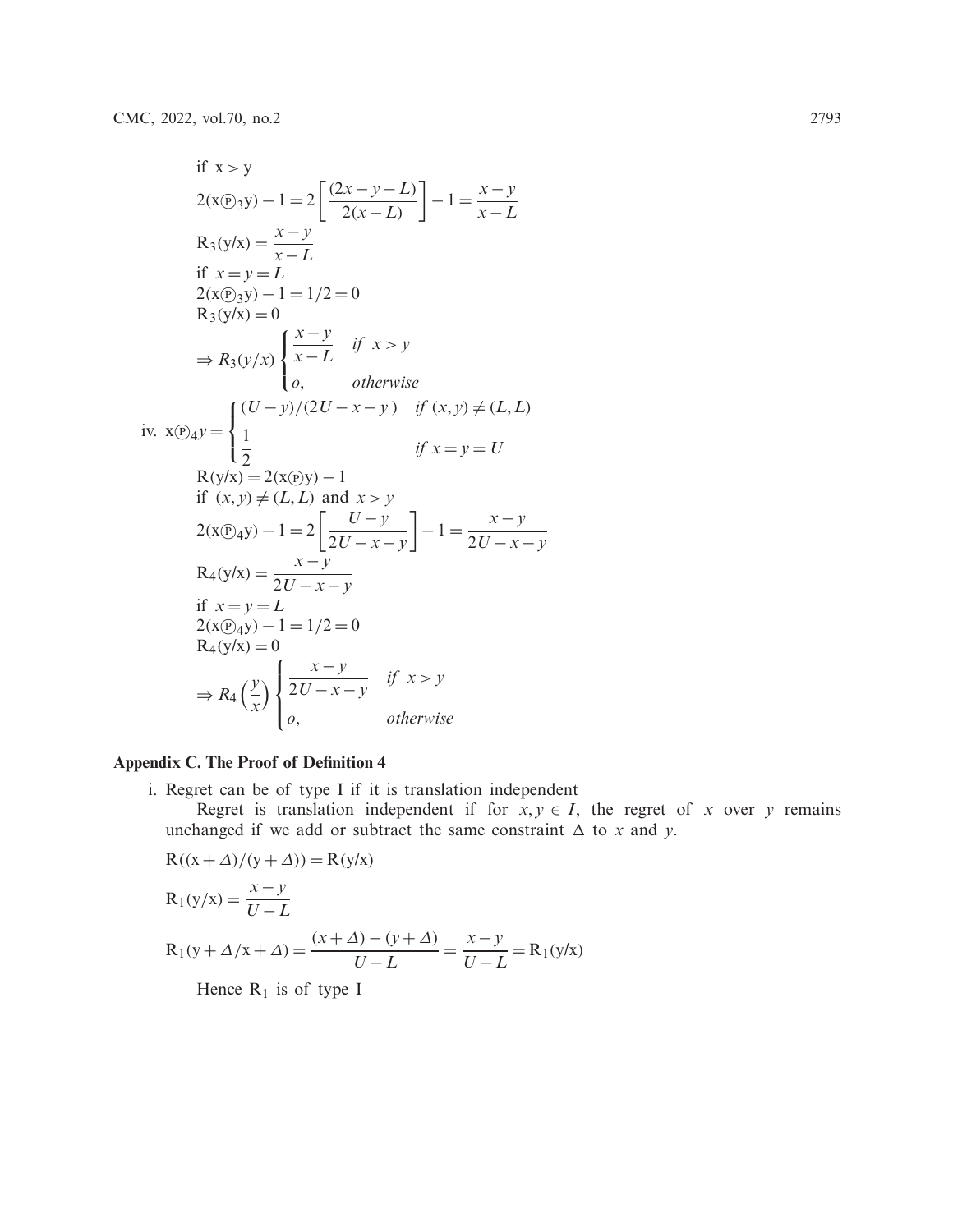if $x > y$

$$2(x\textcircled{P}_3 y) - 1 = 2\left[\frac{(2x - y - L)}{2(x - L)}\right] - 1 = \frac{x - y}{x - L}$$

$$R_3(y/x) = \frac{x - y}{x - L}$$

if $x = y = L$

$$2(x\textcircled{P}_3 y) - 1 = 1/2 = 0$$

$$R_3(y/x) = 0$$

$$\Rightarrow R_3(y/x) \begin{cases} \dfrac{x - y}{x - L} & \text{if } x > y \\ o, & \text{otherwise} \end{cases}$$

iv. $$x\textcircled{P}_4 y = \begin{cases} (U - y)/(2U - x - y) & \text{if } (x, y) \neq (L, L) \\ \dfrac{1}{2} & \text{if } x = y = U \end{cases}$$

$$R(y/x) = 2(x\textcircled{P} y) - 1$$

if $(x, y) \neq (L, L)$ and $x > y$

$$2(x\textcircled{P}_4 y) - 1 = 2\left[\frac{U - y}{2U - x - y}\right] - 1 = \frac{x - y}{2U - x - y}$$

$$R_4(y/x) = \frac{x - y}{2U - x - y}$$

if $x = y = L$

$$2(x\textcircled{P}_4 y) - 1 = 1/2 = 0$$

$$R_4(y/x) = 0$$

$$\Rightarrow R_4\left(\frac{y}{x}\right) \begin{cases} \dfrac{x - y}{2U - x - y} & \text{if } x > y \\ o, & \text{otherwise} \end{cases}$$

**Appendix C. The Proof of Definition 4**

i. Regret can be of type I if it is translation independent

Regret is translation independent if for $x, y \in I$, the regret of $x$ over $y$ remains unchanged if we add or subtract the same constraint $\Delta$ to $x$ and $y$.

$$R((x + \Delta)/(y + \Delta)) = R(y/x)$$

$$R_1(y/x) = \frac{x - y}{U - L}$$

$$R_1(y + \Delta/x + \Delta) = \frac{(x + \Delta) - (y + \Delta)}{U - L} = \frac{x - y}{U - L} = R_1(y/x)$$

Hence $R_1$ is of type I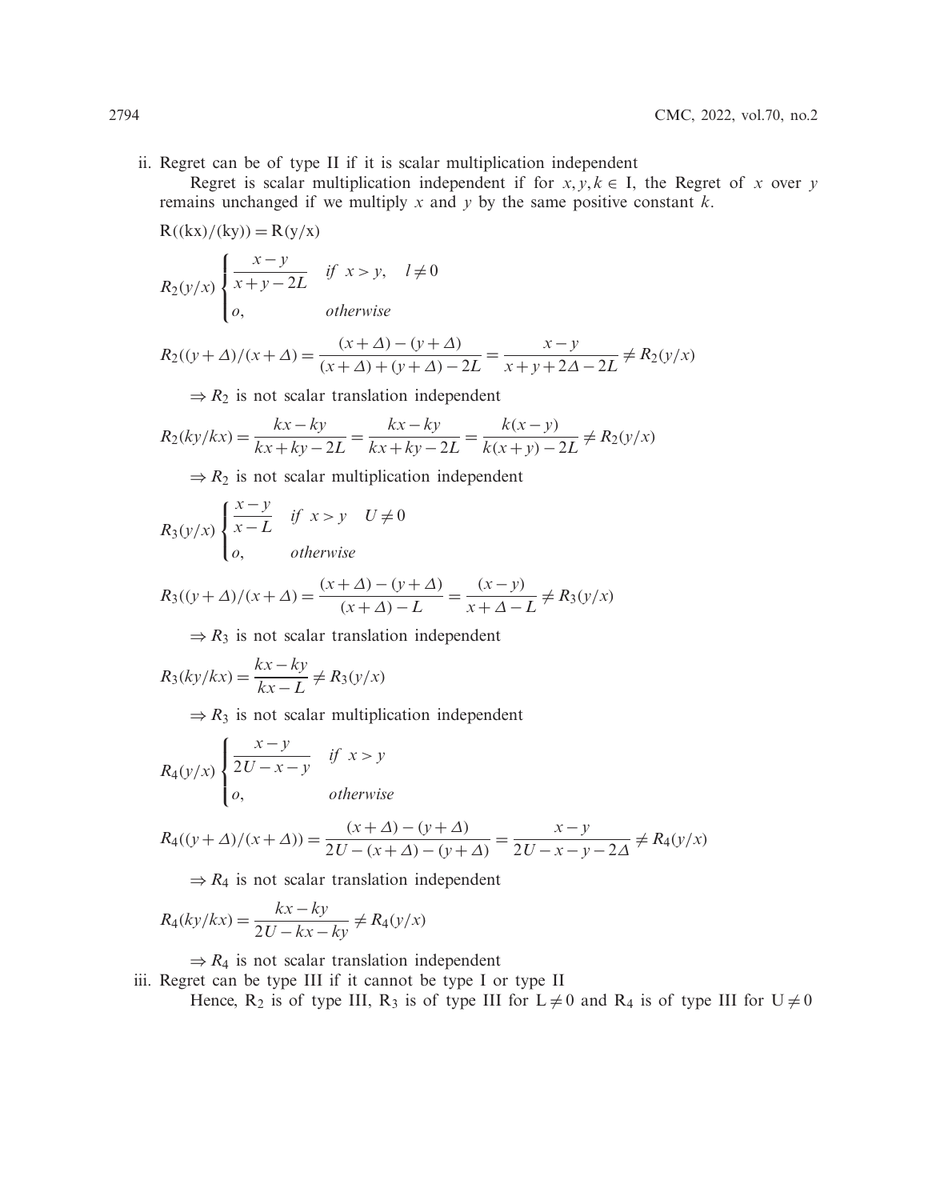ii. Regret can be of type II if it is scalar multiplication independent

Regret is scalar multiplication independent if for $x, y, k \in$ I, the Regret of $x$ over $y$ remains unchanged if we multiply $x$ and $y$ by the same positive constant $k$.

$$\mathrm{R}((\mathrm{kx})/(\mathrm{ky})) = \mathrm{R}(\mathrm{y}/\mathrm{x})$$

$$R_2(y/x) \begin{cases} \dfrac{x-y}{x+y-2L} & \text{if } x > y, \quad l \neq 0 \\ o, & \text{otherwise} \end{cases}$$

$$R_2((y+\Delta)/(x+\Delta) = \frac{(x+\Delta)-(y+\Delta)}{(x+\Delta)+(y+\Delta)-2L} = \frac{x-y}{x+y+2\Delta-2L} \neq R_2(y/x)$$

$\Rightarrow R_2$ is not scalar translation independent

$$R_2(ky/kx) = \frac{kx-ky}{kx+ky-2L} = \frac{kx-ky}{kx+ky-2L} = \frac{k(x-y)}{k(x+y)-2L} \neq R_2(y/x)$$

$\Rightarrow R_2$ is not scalar multiplication independent

$$R_3(y/x) \begin{cases} \dfrac{x-y}{x-L} & \text{if } x > y \quad U \neq 0 \\ o, & \text{otherwise} \end{cases}$$

$$R_3((y+\Delta)/(x+\Delta) = \frac{(x+\Delta)-(y+\Delta)}{(x+\Delta)-L} = \frac{(x-y)}{x+\Delta-L} \neq R_3(y/x)$$

$\Rightarrow R_3$ is not scalar translation independent

$$R_3(ky/kx) = \frac{kx-ky}{kx-L} \neq R_3(y/x)$$

$\Rightarrow R_3$ is not scalar multiplication independent

$$R_4(y/x) \begin{cases} \dfrac{x-y}{2U-x-y} & \text{if } x > y \\ o, & \text{otherwise} \end{cases}$$

$$R_4((y+\Delta)/(x+\Delta)) = \frac{(x+\Delta)-(y+\Delta)}{2U-(x+\Delta)-(y+\Delta)} = \frac{x-y}{2U-x-y-2\Delta} \neq R_4(y/x)$$

$\Rightarrow R_4$ is not scalar translation independent

$$R_4(ky/kx) = \frac{kx-ky}{2U-kx-ky} \neq R_4(y/x)$$

$\Rightarrow R_4$ is not scalar translation independent

iii. Regret can be type III if it cannot be type I or type II

Hence, $\mathrm{R}_2$ is of type III, $\mathrm{R}_3$ is of type III for $\mathrm{L} \neq 0$ and $\mathrm{R}_4$ is of type III for $\mathrm{U} \neq 0$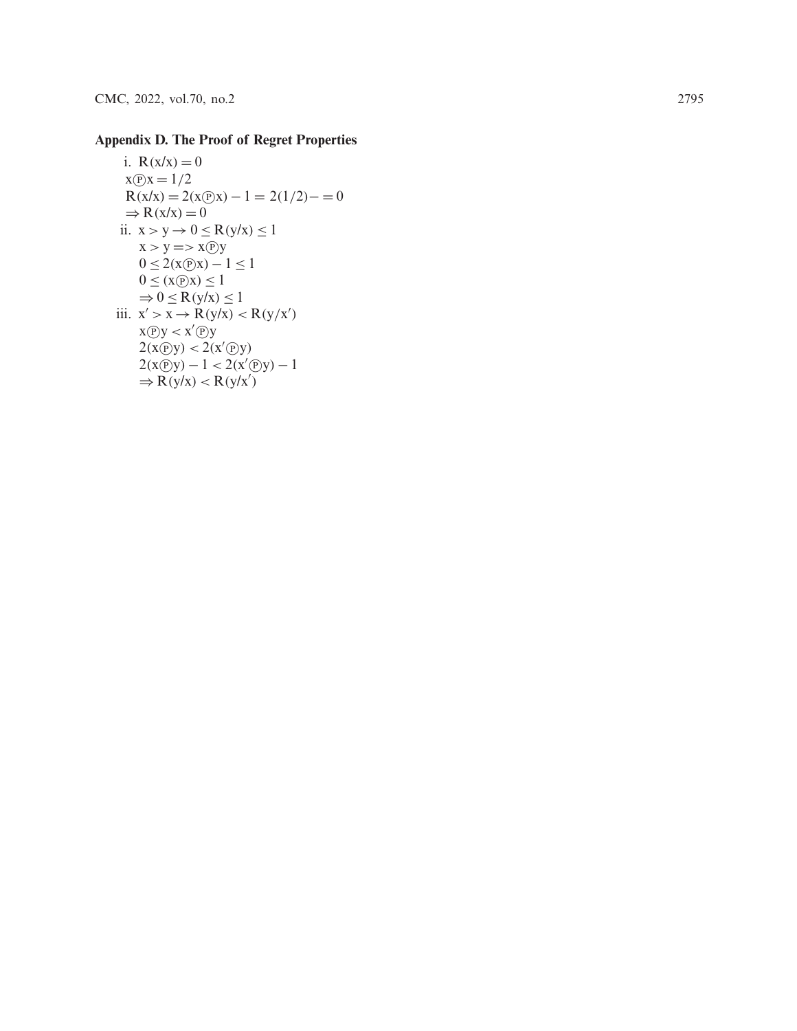## Appendix D. The Proof of Regret Properties

i. $R(x/x) = 0$

$x \circledP x = 1/2$

$R(x/x) = 2(x \circledP x) - 1 = 2(1/2) - = 0$

$\Rightarrow R(x/x) = 0$

ii. $x > y \rightarrow 0 \leq R(y/x) \leq 1$

$x > y => x \circledP y$

$0 \leq 2(x \circledP x) - 1 \leq 1$

$0 \leq (x \circledP x) \leq 1$

$\Rightarrow 0 \leq R(y/x) \leq 1$

iii. $x' > x \rightarrow R(y/x) < R(y/x')$

$x \circledP y < x' \circledP y$

$2(x \circledP y) < 2(x' \circledP y)$

$2(x \circledP y) - 1 < 2(x' \circledP y) - 1$

$\Rightarrow R(y/x) < R(y/x')$